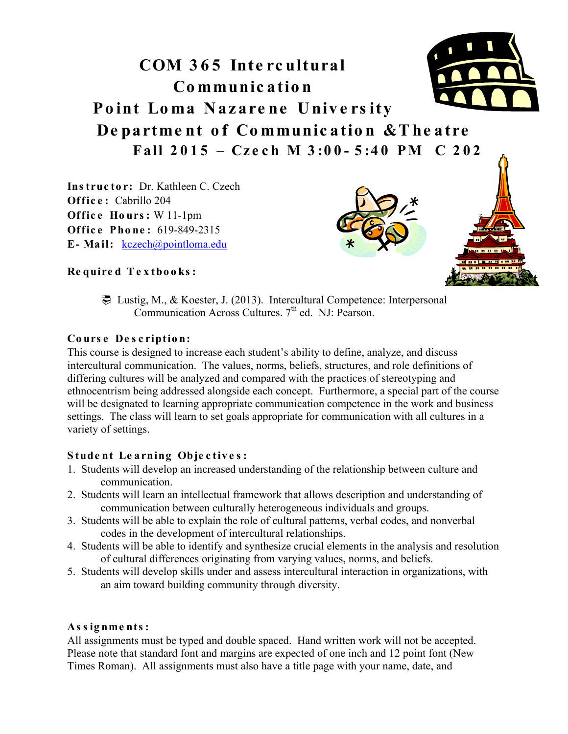# COM 365 Intercultural Communication

## Point Loma Nazarene University

## Department of Communication &Theatre

### Fall 2015 – Czech M 3:00-5:40 PM C 202

**Instructor:** Dr. Kathleen C. Czech
**Office:** Cabrillo 204
**Office Hours:** W 11-1pm
**Office Phone:** 619-849-2315
**E-Mail:** kczech@pointloma.edu

**Required Textbooks:**

- Lustig, M., & Koester, J. (2013). Intercultural Competence: Interpersonal Communication Across Cultures. 7th ed. NJ: Pearson.

**Course Description:**

This course is designed to increase each student's ability to define, analyze, and discuss intercultural communication. The values, norms, beliefs, structures, and role definitions of differing cultures will be analyzed and compared with the practices of stereotyping and ethnocentrism being addressed alongside each concept. Furthermore, a special part of the course will be designated to learning appropriate communication competence in the work and business settings. The class will learn to set goals appropriate for communication with all cultures in a variety of settings.

**Student Learning Objectives:**

1. Students will develop an increased understanding of the relationship between culture and communication.
2. Students will learn an intellectual framework that allows description and understanding of communication between culturally heterogeneous individuals and groups.
3. Students will be able to explain the role of cultural patterns, verbal codes, and nonverbal codes in the development of intercultural relationships.
4. Students will be able to identify and synthesize crucial elements in the analysis and resolution of cultural differences originating from varying values, norms, and beliefs.
5. Students will develop skills under and assess intercultural interaction in organizations, with an aim toward building community through diversity.

**Assignments:**

All assignments must be typed and double spaced. Hand written work will not be accepted. Please note that standard font and margins are expected of one inch and 12 point font (New Times Roman). All assignments must also have a title page with your name, date, and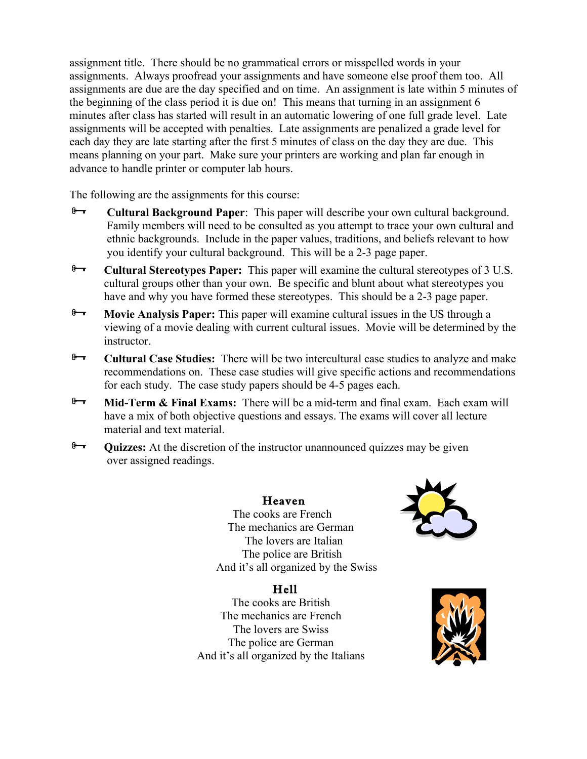assignment title. There should be no grammatical errors or misspelled words in your assignments. Always proofread your assignments and have someone else proof them too. All assignments are due are the day specified and on time. An assignment is late within 5 minutes of the beginning of the class period it is due on! This means that turning in an assignment 6 minutes after class has started will result in an automatic lowering of one full grade level. Late assignments will be accepted with penalties. Late assignments are penalized a grade level for each day they are late starting after the first 5 minutes of class on the day they are due. This means planning on your part. Make sure your printers are working and plan far enough in advance to handle printer or computer lab hours.

The following are the assignments for this course:

- **Cultural Background Paper**: This paper will describe your own cultural background. Family members will need to be consulted as you attempt to trace your own cultural and ethnic backgrounds. Include in the paper values, traditions, and beliefs relevant to how you identify your cultural background. This will be a 2-3 page paper.
- **Cultural Stereotypes Paper:** This paper will examine the cultural stereotypes of 3 U.S. cultural groups other than your own. Be specific and blunt about what stereotypes you have and why you have formed these stereotypes. This should be a 2-3 page paper.
- **Movie Analysis Paper:** This paper will examine cultural issues in the US through a viewing of a movie dealing with current cultural issues. Movie will be determined by the instructor.
- **Cultural Case Studies:** There will be two intercultural case studies to analyze and make recommendations on. These case studies will give specific actions and recommendations for each study. The case study papers should be 4-5 pages each.
- **Mid-Term & Final Exams:** There will be a mid-term and final exam. Each exam will have a mix of both objective questions and essays. The exams will cover all lecture material and text material.
- **Quizzes:** At the discretion of the instructor unannounced quizzes may be given over assigned readings.

**Heaven**

The cooks are French
The mechanics are German
The lovers are Italian
The police are British
And it's all organized by the Swiss

**Hell**

The cooks are British
The mechanics are French
The lovers are Swiss
The police are German
And it's all organized by the Italians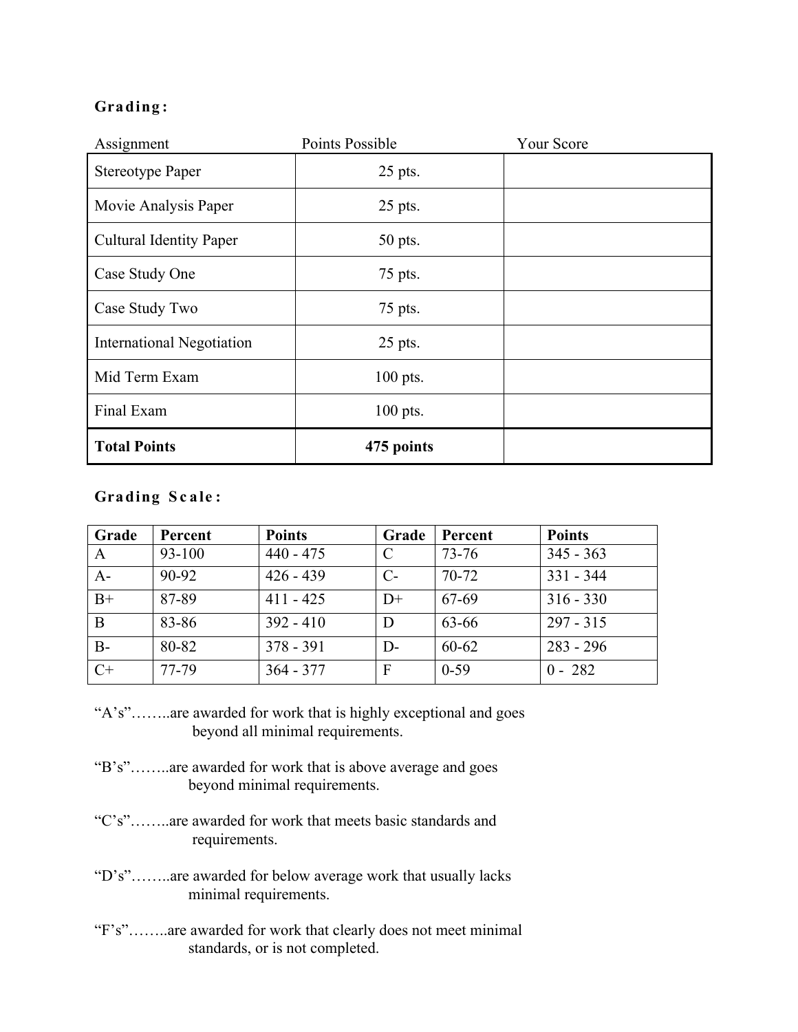## Grading:

| Assignment | Points Possible | Your Score |
|---|---|---|
| Stereotype Paper | 25 pts. | |
| Movie Analysis Paper | 25 pts. | |
| Cultural Identity Paper | 50 pts. | |
| Case Study One | 75 pts. | |
| Case Study Two | 75 pts. | |
| International Negotiation | 25 pts. | |
| Mid Term Exam | 100 pts. | |
| Final Exam | 100 pts. | |
| **Total Points** | **475 points** | |

## Grading Scale:

| Grade | Percent | Points | Grade | Percent | Points |
|---|---|---|---|---|---|
| A | 93-100 | 440 - 475 | C | 73-76 | 345 - 363 |
| A- | 90-92 | 426 - 439 | C- | 70-72 | 331 - 344 |
| B+ | 87-89 | 411 - 425 | D+ | 67-69 | 316 - 330 |
| B | 83-86 | 392 - 410 | D | 63-66 | 297 - 315 |
| B- | 80-82 | 378 - 391 | D- | 60-62 | 283 - 296 |
| C+ | 77-79 | 364 - 377 | F | 0-59 | 0 - 282 |

"A's"……..are awarded for work that is highly exceptional and goes beyond all minimal requirements.

"B's"……..are awarded for work that is above average and goes beyond minimal requirements.

"C's"……..are awarded for work that meets basic standards and requirements.

"D's"……..are awarded for below average work that usually lacks minimal requirements.

"F's"……..are awarded for work that clearly does not meet minimal standards, or is not completed.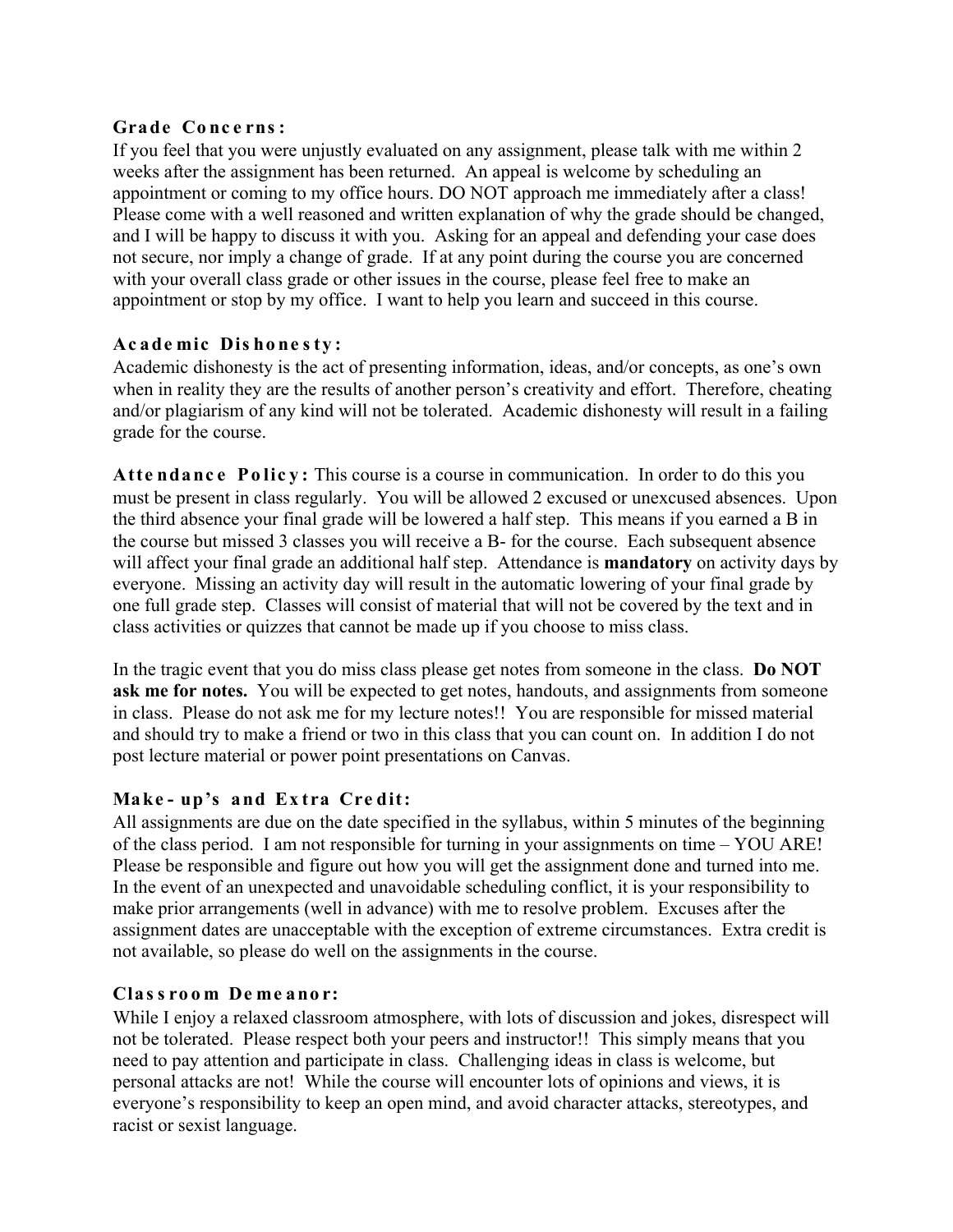**Grade Concerns:**
If you feel that you were unjustly evaluated on any assignment, please talk with me within 2 weeks after the assignment has been returned. An appeal is welcome by scheduling an appointment or coming to my office hours. DO NOT approach me immediately after a class! Please come with a well reasoned and written explanation of why the grade should be changed, and I will be happy to discuss it with you. Asking for an appeal and defending your case does not secure, nor imply a change of grade. If at any point during the course you are concerned with your overall class grade or other issues in the course, please feel free to make an appointment or stop by my office. I want to help you learn and succeed in this course.

**Academic Dishonesty:**
Academic dishonesty is the act of presenting information, ideas, and/or concepts, as one's own when in reality they are the results of another person's creativity and effort. Therefore, cheating and/or plagiarism of any kind will not be tolerated. Academic dishonesty will result in a failing grade for the course.

**Attendance Policy:** This course is a course in communication. In order to do this you must be present in class regularly. You will be allowed 2 excused or unexcused absences. Upon the third absence your final grade will be lowered a half step. This means if you earned a B in the course but missed 3 classes you will receive a B- for the course. Each subsequent absence will affect your final grade an additional half step. Attendance is **mandatory** on activity days by everyone. Missing an activity day will result in the automatic lowering of your final grade by one full grade step. Classes will consist of material that will not be covered by the text and in class activities or quizzes that cannot be made up if you choose to miss class.

In the tragic event that you do miss class please get notes from someone in the class. **Do NOT ask me for notes.** You will be expected to get notes, handouts, and assignments from someone in class. Please do not ask me for my lecture notes!! You are responsible for missed material and should try to make a friend or two in this class that you can count on. In addition I do not post lecture material or power point presentations on Canvas.

**Make-up's and Extra Credit:**
All assignments are due on the date specified in the syllabus, within 5 minutes of the beginning of the class period. I am not responsible for turning in your assignments on time – YOU ARE! Please be responsible and figure out how you will get the assignment done and turned into me. In the event of an unexpected and unavoidable scheduling conflict, it is your responsibility to make prior arrangements (well in advance) with me to resolve problem. Excuses after the assignment dates are unacceptable with the exception of extreme circumstances. Extra credit is not available, so please do well on the assignments in the course.

**Classroom Demeanor:**
While I enjoy a relaxed classroom atmosphere, with lots of discussion and jokes, disrespect will not be tolerated. Please respect both your peers and instructor!! This simply means that you need to pay attention and participate in class. Challenging ideas in class is welcome, but personal attacks are not! While the course will encounter lots of opinions and views, it is everyone's responsibility to keep an open mind, and avoid character attacks, stereotypes, and racist or sexist language.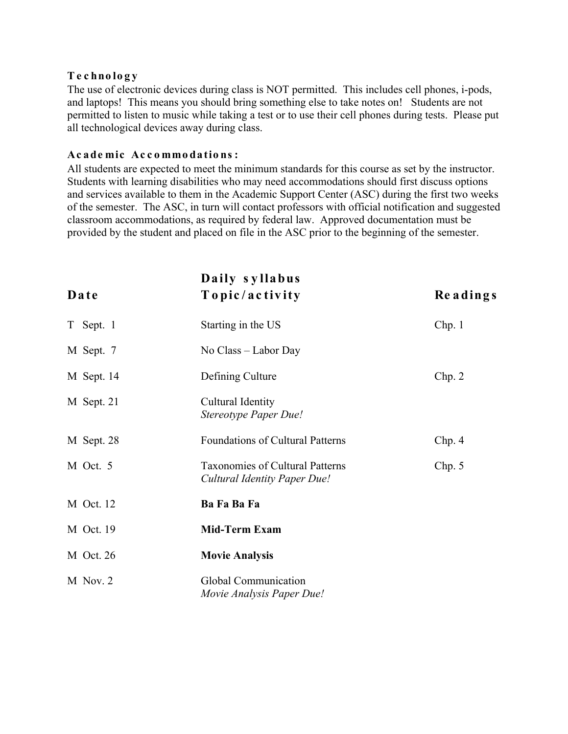### Technology

The use of electronic devices during class is NOT permitted. This includes cell phones, i-pods, and laptops! This means you should bring something else to take notes on! Students are not permitted to listen to music while taking a test or to use their cell phones during tests. Please put all technological devices away during class.

### Academic Accommodations:

All students are expected to meet the minimum standards for this course as set by the instructor. Students with learning disabilities who may need accommodations should first discuss options and services available to them in the Academic Support Center (ASC) during the first two weeks of the semester. The ASC, in turn will contact professors with official notification and suggested classroom accommodations, as required by federal law. Approved documentation must be provided by the student and placed on file in the ASC prior to the beginning of the semester.

## Daily syllabus

| Date | Topic/activity | Readings |
|---|---|---|
| T Sept. 1 | Starting in the US | Chp. 1 |
| M Sept. 7 | No Class – Labor Day | |
| M Sept. 14 | Defining Culture | Chp. 2 |
| M Sept. 21 | Cultural Identity<br>*Stereotype Paper Due!* | |
| M Sept. 28 | Foundations of Cultural Patterns | Chp. 4 |
| M Oct. 5 | Taxonomies of Cultural Patterns<br>*Cultural Identity Paper Due!* | Chp. 5 |
| M Oct. 12 | **Ba Fa Ba Fa** | |
| M Oct. 19 | **Mid-Term Exam** | |
| M Oct. 26 | **Movie Analysis** | |
| M Nov. 2 | Global Communication<br>*Movie Analysis Paper Due!* | |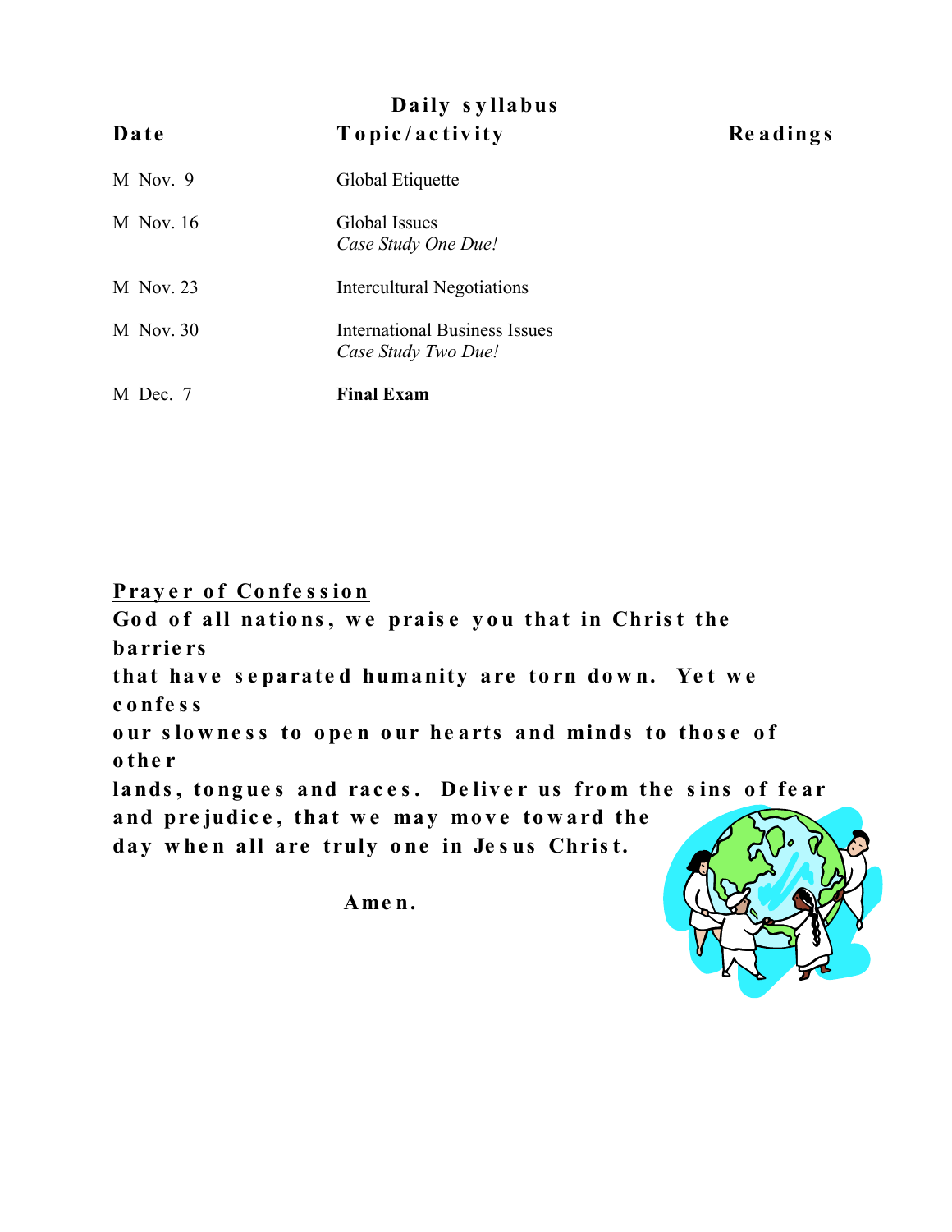## Daily syllabus

| Date | Topic/activity | Readings |
|---|---|---|
| M Nov. 9 | Global Etiquette | |
| M Nov. 16 | Global Issues<br>*Case Study One Due!* | |
| M Nov. 23 | Intercultural Negotiations | |
| M Nov. 30 | International Business Issues<br>*Case Study Two Due!* | |
| M Dec. 7 | **Final Exam** | |

**<u>Prayer of Confession</u>**

**God of all nations, we praise you that in Christ the barriers that have separated humanity are torn down. Yet we confess our slowness to open our hearts and minds to those of other lands, tongues and races. Deliver us from the sins of fear and prejudice, that we may move toward the day when all are truly one in Jesus Christ.**

**Amen.**